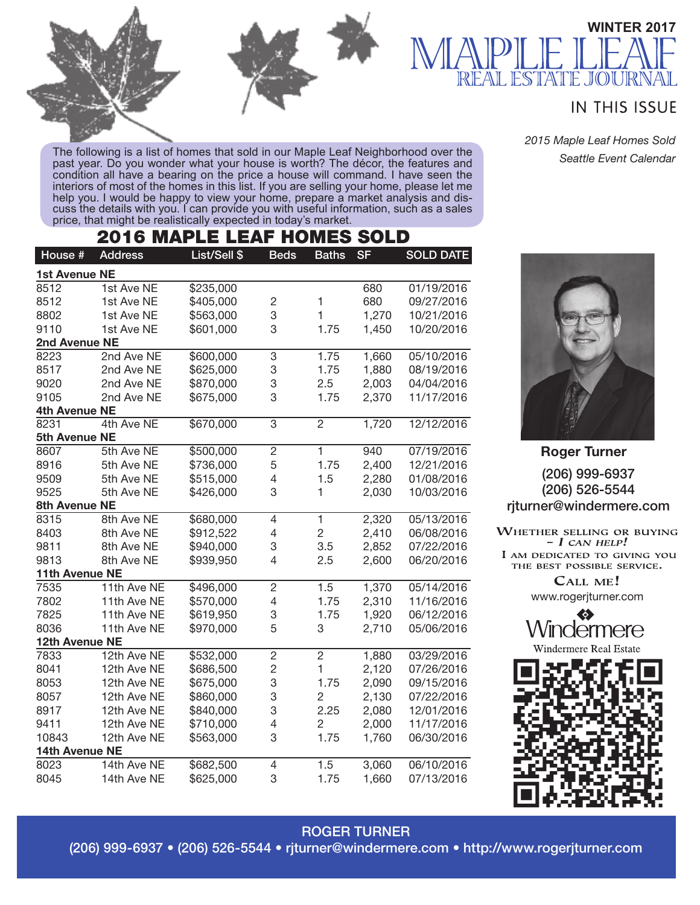WINTER 2017

# MAPLE LEAF

## REAL ESTATE JOURNAL

IN THIS ISSUE

*2015 Maple Leaf Homes Sold*
*Seattle Event Calendar*

The following is a list of homes that sold in our Maple Leaf Neighborhood over the past year. Do you wonder what your house is worth? The décor, the features and condition all have a bearing on the price a house will command. I have seen the interiors of most of the homes in this list. If you are selling your home, please let me help you. I would be happy to view your home, prepare a market analysis and discuss the details with you. I can provide you with useful information, such as a sales price, that might be realistically expected in today's market.

## 2016 MAPLE LEAF HOMES SOLD

| House # | Address | List/Sell $ | Beds | Baths | SF | SOLD DATE |
|---|---|---|---|---|---|---|
| **1st Avenue NE** | | | | | | |
| 8512 | 1st Ave NE | $235,000 | | | 680 | 01/19/2016 |
| 8512 | 1st Ave NE | $405,000 | 2 | 1 | 680 | 09/27/2016 |
| 8802 | 1st Ave NE | $563,000 | 3 | 1 | 1,270 | 10/21/2016 |
| 9110 | 1st Ave NE | $601,000 | 3 | 1.75 | 1,450 | 10/20/2016 |
| **2nd Avenue NE** | | | | | | |
| 8223 | 2nd Ave NE | $600,000 | 3 | 1.75 | 1,660 | 05/10/2016 |
| 8517 | 2nd Ave NE | $625,000 | 3 | 1.75 | 1,880 | 08/19/2016 |
| 9020 | 2nd Ave NE | $870,000 | 3 | 2.5 | 2,003 | 04/04/2016 |
| 9105 | 2nd Ave NE | $675,000 | 3 | 1.75 | 2,370 | 11/17/2016 |
| **4th Avenue NE** | | | | | | |
| 8231 | 4th Ave NE | $670,000 | 3 | 2 | 1,720 | 12/12/2016 |
| **5th Avenue NE** | | | | | | |
| 8607 | 5th Ave NE | $500,000 | 2 | 1 | 940 | 07/19/2016 |
| 8916 | 5th Ave NE | $736,000 | 5 | 1.75 | 2,400 | 12/21/2016 |
| 9509 | 5th Ave NE | $515,000 | 4 | 1.5 | 2,280 | 01/08/2016 |
| 9525 | 5th Ave NE | $426,000 | 3 | 1 | 2,030 | 10/03/2016 |
| **8th Avenue NE** | | | | | | |
| 8315 | 8th Ave NE | $680,000 | 4 | 1 | 2,320 | 05/13/2016 |
| 8403 | 8th Ave NE | $912,522 | 4 | 2 | 2,410 | 06/08/2016 |
| 9811 | 8th Ave NE | $940,000 | 3 | 3.5 | 2,852 | 07/22/2016 |
| 9813 | 8th Ave NE | $939,950 | 4 | 2.5 | 2,600 | 06/20/2016 |
| **11th Avenue NE** | | | | | | |
| 7535 | 11th Ave NE | $496,000 | 2 | 1.5 | 1,370 | 05/14/2016 |
| 7802 | 11th Ave NE | $570,000 | 4 | 1.75 | 2,310 | 11/16/2016 |
| 7825 | 11th Ave NE | $619,950 | 3 | 1.75 | 1,920 | 06/12/2016 |
| 8036 | 11th Ave NE | $970,000 | 5 | 3 | 2,710 | 05/06/2016 |
| **12th Avenue NE** | | | | | | |
| 7833 | 12th Ave NE | $532,000 | 2 | 2 | 1,880 | 03/29/2016 |
| 8041 | 12th Ave NE | $686,500 | 2 | 1 | 2,120 | 07/26/2016 |
| 8053 | 12th Ave NE | $675,000 | 3 | 1.75 | 2,090 | 09/15/2016 |
| 8057 | 12th Ave NE | $860,000 | 3 | 2 | 2,130 | 07/22/2016 |
| 8917 | 12th Ave NE | $840,000 | 3 | 2.25 | 2,080 | 12/01/2016 |
| 9411 | 12th Ave NE | $710,000 | 4 | 2 | 2,000 | 11/17/2016 |
| 10843 | 12th Ave NE | $563,000 | 3 | 1.75 | 1,760 | 06/30/2016 |
| **14th Avenue NE** | | | | | | |
| 8023 | 14th Ave NE | $682,500 | 4 | 1.5 | 3,060 | 06/10/2016 |
| 8045 | 14th Ave NE | $625,000 | 3 | 1.75 | 1,660 | 07/13/2016 |

**Roger Turner**

(206) 999-6937
(206) 526-5544
rjturner@windermere.com

WHETHER SELLING OR BUYING – *I CAN HELP!*
I AM DEDICATED TO GIVING YOU THE BEST POSSIBLE SERVICE.
CALL ME!

www.rogerjturner.com

Windermere
Windermere Real Estate

ROGER TURNER
(206) 999-6937 • (206) 526-5544 • rjturner@windermere.com • http://www.rogerjturner.com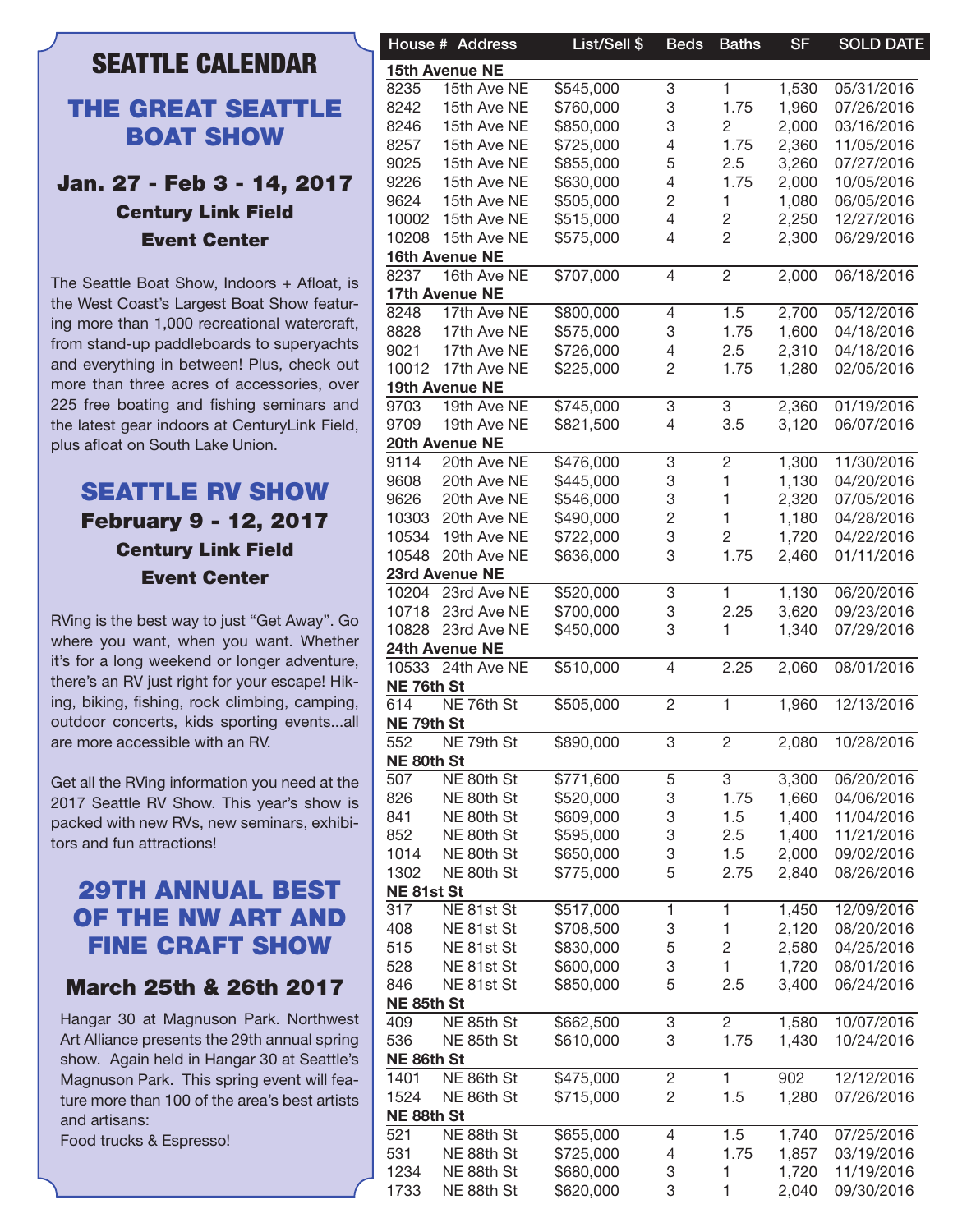# SEATTLE CALENDAR

## THE GREAT SEATTLE BOAT SHOW

### Jan. 27 - Feb 3 - 14, 2017

**Century Link Field**

**Event Center**

The Seattle Boat Show, Indoors + Afloat, is the West Coast's Largest Boat Show featuring more than 1,000 recreational watercraft, from stand-up paddleboards to superyachts and everything in between! Plus, check out more than three acres of accessories, over 225 free boating and fishing seminars and the latest gear indoors at CenturyLink Field, plus afloat on South Lake Union.

## SEATTLE RV SHOW

### February 9 - 12, 2017

**Century Link Field**

**Event Center**

RVing is the best way to just "Get Away". Go where you want, when you want. Whether it's for a long weekend or longer adventure, there's an RV just right for your escape! Hiking, biking, fishing, rock climbing, camping, outdoor concerts, kids sporting events...all are more accessible with an RV.

Get all the RVing information you need at the 2017 Seattle RV Show. This year's show is packed with new RVs, new seminars, exhibitors and fun attractions!

## 29TH ANNUAL BEST OF THE NW ART AND FINE CRAFT SHOW

### March 25th & 26th 2017

Hangar 30 at Magnuson Park. Northwest Art Alliance presents the 29th annual spring show. Again held in Hangar 30 at Seattle's Magnuson Park. This spring event will feature more than 100 of the area's best artists and artisans:
Food trucks & Espresso!

| House # | Address | List/Sell $ | Beds | Baths | SF | SOLD DATE |
|---|---|---|---|---|---|---|
| **15th Avenue NE** | | | | | | |
| 8235 | 15th Ave NE | $545,000 | 3 | 1 | 1,530 | 05/31/2016 |
| 8242 | 15th Ave NE | $760,000 | 3 | 1.75 | 1,960 | 07/26/2016 |
| 8246 | 15th Ave NE | $850,000 | 3 | 2 | 2,000 | 03/16/2016 |
| 8257 | 15th Ave NE | $725,000 | 4 | 1.75 | 2,360 | 11/05/2016 |
| 9025 | 15th Ave NE | $855,000 | 5 | 2.5 | 3,260 | 07/27/2016 |
| 9226 | 15th Ave NE | $630,000 | 4 | 1.75 | 2,000 | 10/05/2016 |
| 9624 | 15th Ave NE | $505,000 | 2 | 1 | 1,080 | 06/05/2016 |
| 10002 | 15th Ave NE | $515,000 | 4 | 2 | 2,250 | 12/27/2016 |
| 10208 | 15th Ave NE | $575,000 | 4 | 2 | 2,300 | 06/29/2016 |
| **16th Avenue NE** | | | | | | |
| 8237 | 16th Ave NE | $707,000 | 4 | 2 | 2,000 | 06/18/2016 |
| **17th Avenue NE** | | | | | | |
| 8248 | 17th Ave NE | $800,000 | 4 | 1.5 | 2,700 | 05/12/2016 |
| 8828 | 17th Ave NE | $575,000 | 3 | 1.75 | 1,600 | 04/18/2016 |
| 9021 | 17th Ave NE | $726,000 | 4 | 2.5 | 2,310 | 04/18/2016 |
| 10012 | 17th Ave NE | $225,000 | 2 | 1.75 | 1,280 | 02/05/2016 |
| **19th Avenue NE** | | | | | | |
| 9703 | 19th Ave NE | $745,000 | 3 | 3 | 2,360 | 01/19/2016 |
| 9709 | 19th Ave NE | $821,500 | 4 | 3.5 | 3,120 | 06/07/2016 |
| **20th Avenue NE** | | | | | | |
| 9114 | 20th Ave NE | $476,000 | 3 | 2 | 1,300 | 11/30/2016 |
| 9608 | 20th Ave NE | $445,000 | 3 | 1 | 1,130 | 04/20/2016 |
| 9626 | 20th Ave NE | $546,000 | 3 | 1 | 2,320 | 07/05/2016 |
| 10303 | 20th Ave NE | $490,000 | 2 | 1 | 1,180 | 04/28/2016 |
| 10534 | 19th Ave NE | $722,000 | 3 | 2 | 1,720 | 04/22/2016 |
| 10548 | 20th Ave NE | $636,000 | 3 | 1.75 | 2,460 | 01/11/2016 |
| **23rd Avenue NE** | | | | | | |
| 10204 | 23rd Ave NE | $520,000 | 3 | 1 | 1,130 | 06/20/2016 |
| 10718 | 23rd Ave NE | $700,000 | 3 | 2.25 | 3,620 | 09/23/2016 |
| 10828 | 23rd Ave NE | $450,000 | 3 | 1 | 1,340 | 07/29/2016 |
| **24th Avenue NE** | | | | | | |
| 10533 | 24th Ave NE | $510,000 | 4 | 2.25 | 2,060 | 08/01/2016 |
| **NE 76th St** | | | | | | |
| 614 | NE 76th St | $505,000 | 2 | 1 | 1,960 | 12/13/2016 |
| **NE 79th St** | | | | | | |
| 552 | NE 79th St | $890,000 | 3 | 2 | 2,080 | 10/28/2016 |
| **NE 80th St** | | | | | | |
| 507 | NE 80th St | $771,600 | 5 | 3 | 3,300 | 06/20/2016 |
| 826 | NE 80th St | $520,000 | 3 | 1.75 | 1,660 | 04/06/2016 |
| 841 | NE 80th St | $609,000 | 3 | 1.5 | 1,400 | 11/04/2016 |
| 852 | NE 80th St | $595,000 | 3 | 2.5 | 1,400 | 11/21/2016 |
| 1014 | NE 80th St | $650,000 | 3 | 1.5 | 2,000 | 09/02/2016 |
| 1302 | NE 80th St | $775,000 | 5 | 2.75 | 2,840 | 08/26/2016 |
| **NE 81st St** | | | | | | |
| 317 | NE 81st St | $517,000 | 1 | 1 | 1,450 | 12/09/2016 |
| 408 | NE 81st St | $708,500 | 3 | 1 | 2,120 | 08/20/2016 |
| 515 | NE 81st St | $830,000 | 5 | 2 | 2,580 | 04/25/2016 |
| 528 | NE 81st St | $600,000 | 3 | 1 | 1,720 | 08/01/2016 |
| 846 | NE 81st St | $850,000 | 5 | 2.5 | 3,400 | 06/24/2016 |
| **NE 85th St** | | | | | | |
| 409 | NE 85th St | $662,500 | 3 | 2 | 1,580 | 10/07/2016 |
| 536 | NE 85th St | $610,000 | 3 | 1.75 | 1,430 | 10/24/2016 |
| **NE 86th St** | | | | | | |
| 1401 | NE 86th St | $475,000 | 2 | 1 | 902 | 12/12/2016 |
| 1524 | NE 86th St | $715,000 | 2 | 1.5 | 1,280 | 07/26/2016 |
| **NE 88th St** | | | | | | |
| 521 | NE 88th St | $655,000 | 4 | 1.5 | 1,740 | 07/25/2016 |
| 531 | NE 88th St | $725,000 | 4 | 1.75 | 1,857 | 03/19/2016 |
| 1234 | NE 88th St | $680,000 | 3 | 1 | 1,720 | 11/19/2016 |
| 1733 | NE 88th St | $620,000 | 3 | 1 | 2,040 | 09/30/2016 |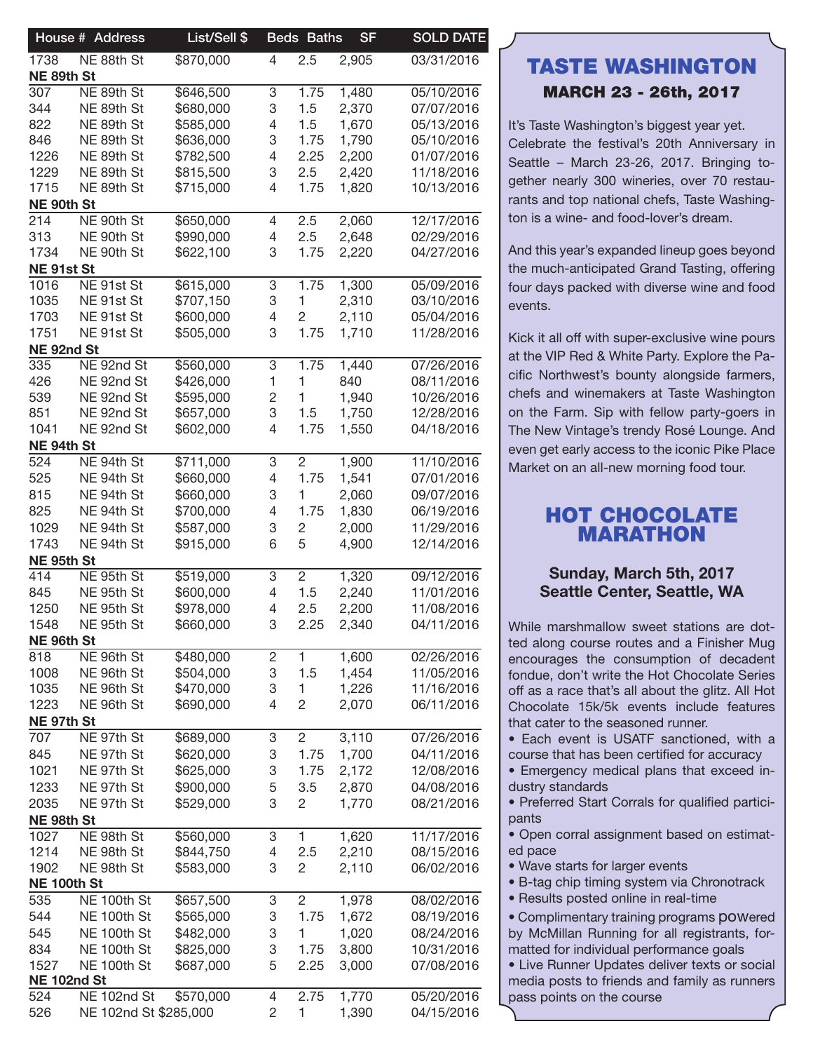| House # | Address | List/Sell $ | Beds | Baths | SF | SOLD DATE |
|---|---|---|---|---|---|---|
| 1738 | NE 88th St | $870,000 | 4 | 2.5 | 2,905 | 03/31/2016 |
| **NE 89th St** | | | | | | |
| 307 | NE 89th St | $646,500 | 3 | 1.75 | 1,480 | 05/10/2016 |
| 344 | NE 89th St | $680,000 | 3 | 1.5 | 2,370 | 07/07/2016 |
| 822 | NE 89th St | $585,000 | 4 | 1.5 | 1,670 | 05/13/2016 |
| 846 | NE 89th St | $636,000 | 3 | 1.75 | 1,790 | 05/10/2016 |
| 1226 | NE 89th St | $782,500 | 4 | 2.25 | 2,200 | 01/07/2016 |
| 1229 | NE 89th St | $815,500 | 3 | 2.5 | 2,420 | 11/18/2016 |
| 1715 | NE 89th St | $715,000 | 4 | 1.75 | 1,820 | 10/13/2016 |
| **NE 90th St** | | | | | | |
| 214 | NE 90th St | $650,000 | 4 | 2.5 | 2,060 | 12/17/2016 |
| 313 | NE 90th St | $990,000 | 4 | 2.5 | 2,648 | 02/29/2016 |
| 1734 | NE 90th St | $622,100 | 3 | 1.75 | 2,220 | 04/27/2016 |
| **NE 91st St** | | | | | | |
| 1016 | NE 91st St | $615,000 | 3 | 1.75 | 1,300 | 05/09/2016 |
| 1035 | NE 91st St | $707,150 | 3 | 1 | 2,310 | 03/10/2016 |
| 1703 | NE 91st St | $600,000 | 4 | 2 | 2,110 | 05/04/2016 |
| 1751 | NE 91st St | $505,000 | 3 | 1.75 | 1,710 | 11/28/2016 |
| **NE 92nd St** | | | | | | |
| 335 | NE 92nd St | $560,000 | 3 | 1.75 | 1,440 | 07/26/2016 |
| 426 | NE 92nd St | $426,000 | 1 | 1 | 840 | 08/11/2016 |
| 539 | NE 92nd St | $595,000 | 2 | 1 | 1,940 | 10/26/2016 |
| 851 | NE 92nd St | $657,000 | 3 | 1.5 | 1,750 | 12/28/2016 |
| 1041 | NE 92nd St | $602,000 | 4 | 1.75 | 1,550 | 04/18/2016 |
| **NE 94th St** | | | | | | |
| 524 | NE 94th St | $711,000 | 3 | 2 | 1,900 | 11/10/2016 |
| 525 | NE 94th St | $660,000 | 4 | 1.75 | 1,541 | 07/01/2016 |
| 815 | NE 94th St | $660,000 | 3 | 1 | 2,060 | 09/07/2016 |
| 825 | NE 94th St | $700,000 | 4 | 1.75 | 1,830 | 06/19/2016 |
| 1029 | NE 94th St | $587,000 | 3 | 2 | 2,000 | 11/29/2016 |
| 1743 | NE 94th St | $915,000 | 6 | 5 | 4,900 | 12/14/2016 |
| **NE 95th St** | | | | | | |
| 414 | NE 95th St | $519,000 | 3 | 2 | 1,320 | 09/12/2016 |
| 845 | NE 95th St | $600,000 | 4 | 1.5 | 2,240 | 11/01/2016 |
| 1250 | NE 95th St | $978,000 | 4 | 2.5 | 2,200 | 11/08/2016 |
| 1548 | NE 95th St | $660,000 | 3 | 2.25 | 2,340 | 04/11/2016 |
| **NE 96th St** | | | | | | |
| 818 | NE 96th St | $480,000 | 2 | 1 | 1,600 | 02/26/2016 |
| 1008 | NE 96th St | $504,000 | 3 | 1.5 | 1,454 | 11/05/2016 |
| 1035 | NE 96th St | $470,000 | 3 | 1 | 1,226 | 11/16/2016 |
| 1223 | NE 96th St | $690,000 | 4 | 2 | 2,070 | 06/11/2016 |
| **NE 97th St** | | | | | | |
| 707 | NE 97th St | $689,000 | 3 | 2 | 3,110 | 07/26/2016 |
| 845 | NE 97th St | $620,000 | 3 | 1.75 | 1,700 | 04/11/2016 |
| 1021 | NE 97th St | $625,000 | 3 | 1.75 | 2,172 | 12/08/2016 |
| 1233 | NE 97th St | $900,000 | 5 | 3.5 | 2,870 | 04/08/2016 |
| 2035 | NE 97th St | $529,000 | 3 | 2 | 1,770 | 08/21/2016 |
| **NE 98th St** | | | | | | |
| 1027 | NE 98th St | $560,000 | 3 | 1 | 1,620 | 11/17/2016 |
| 1214 | NE 98th St | $844,750 | 4 | 2.5 | 2,210 | 08/15/2016 |
| 1902 | NE 98th St | $583,000 | 3 | 2 | 2,110 | 06/02/2016 |
| **NE 100th St** | | | | | | |
| 535 | NE 100th St | $657,500 | 3 | 2 | 1,978 | 08/02/2016 |
| 544 | NE 100th St | $565,000 | 3 | 1.75 | 1,672 | 08/19/2016 |
| 545 | NE 100th St | $482,000 | 3 | 1 | 1,020 | 08/24/2016 |
| 834 | NE 100th St | $825,000 | 3 | 1.75 | 3,800 | 10/31/2016 |
| 1527 | NE 100th St | $687,000 | 5 | 2.25 | 3,000 | 07/08/2016 |
| **NE 102nd St** | | | | | | |
| 524 | NE 102nd St | $570,000 | 4 | 2.75 | 1,770 | 05/20/2016 |
| 526 | NE 102nd St | $285,000 | 2 | 1 | 1,390 | 04/15/2016 |

## TASTE WASHINGTON

### MARCH 23 - 26th, 2017

It's Taste Washington's biggest year yet. Celebrate the festival's 20th Anniversary in Seattle – March 23-26, 2017. Bringing together nearly 300 wineries, over 70 restaurants and top national chefs, Taste Washington is a wine- and food-lover's dream.

And this year's expanded lineup goes beyond the much-anticipated Grand Tasting, offering four days packed with diverse wine and food events.

Kick it all off with super-exclusive wine pours at the VIP Red & White Party. Explore the Pacific Northwest's bounty alongside farmers, chefs and winemakers at Taste Washington on the Farm. Sip with fellow party-goers in The New Vintage's trendy Rosé Lounge. And even get early access to the iconic Pike Place Market on an all-new morning food tour.

## HOT CHOCOLATE MARATHON

**Sunday, March 5th, 2017**
**Seattle Center, Seattle, WA**

While marshmallow sweet stations are dotted along course routes and a Finisher Mug encourages the consumption of decadent fondue, don't write the Hot Chocolate Series off as a race that's all about the glitz. All Hot Chocolate 15k/5k events include features that cater to the seasoned runner.

- Each event is USATF sanctioned, with a course that has been certified for accuracy
- Emergency medical plans that exceed industry standards
- Preferred Start Corrals for qualified participants
- Open corral assignment based on estimated pace
- Wave starts for larger events
- B-tag chip timing system via Chronotrack
- Results posted online in real-time
- Complimentary training programs powered by McMillan Running for all registrants, formatted for individual performance goals
- Live Runner Updates deliver texts or social media posts to friends and family as runners pass points on the course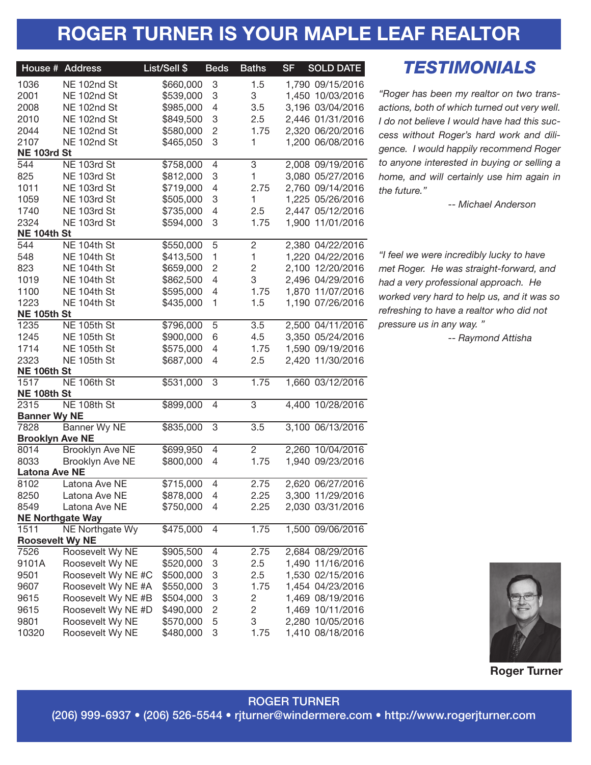# ROGER TURNER IS YOUR MAPLE LEAF REALTOR

| House # | Address | List/Sell $ | Beds | Baths | SF | SOLD DATE |
|---|---|---|---|---|---|---|
| 1036 | NE 102nd St | $660,000 | 3 | 1.5 | 1,790 | 09/15/2016 |
| 2001 | NE 102nd St | $539,000 | 3 | 3 | 1,450 | 10/03/2016 |
| 2008 | NE 102nd St | $985,000 | 4 | 3.5 | 3,196 | 03/04/2016 |
| 2010 | NE 102nd St | $849,500 | 3 | 2.5 | 2,446 | 01/31/2016 |
| 2044 | NE 102nd St | $580,000 | 2 | 1.75 | 2,320 | 06/20/2016 |
| 2107 | NE 102nd St | $465,050 | 3 | 1 | 1,200 | 06/08/2016 |
| **NE 103rd St** | | | | | | |
| 544 | NE 103rd St | $758,000 | 4 | 3 | 2,008 | 09/19/2016 |
| 825 | NE 103rd St | $812,000 | 3 | 1 | 3,080 | 05/27/2016 |
| 1011 | NE 103rd St | $719,000 | 4 | 2.75 | 2,760 | 09/14/2016 |
| 1059 | NE 103rd St | $505,000 | 3 | 1 | 1,225 | 05/26/2016 |
| 1740 | NE 103rd St | $735,000 | 4 | 2.5 | 2,447 | 05/12/2016 |
| 2324 | NE 103rd St | $594,000 | 3 | 1.75 | 1,900 | 11/01/2016 |
| **NE 104th St** | | | | | | |
| 544 | NE 104th St | $550,000 | 5 | 2 | 2,380 | 04/22/2016 |
| 548 | NE 104th St | $413,500 | 1 | 1 | 1,220 | 04/22/2016 |
| 823 | NE 104th St | $659,000 | 2 | 2 | 2,100 | 12/20/2016 |
| 1019 | NE 104th St | $862,500 | 4 | 3 | 2,496 | 04/29/2016 |
| 1100 | NE 104th St | $595,000 | 4 | 1.75 | 1,870 | 11/07/2016 |
| 1223 | NE 104th St | $435,000 | 1 | 1.5 | 1,190 | 07/26/2016 |
| **NE 105th St** | | | | | | |
| 1235 | NE 105th St | $796,000 | 5 | 3.5 | 2,500 | 04/11/2016 |
| 1245 | NE 105th St | $900,000 | 6 | 4.5 | 3,350 | 05/24/2016 |
| 1714 | NE 105th St | $575,000 | 4 | 1.75 | 1,590 | 09/19/2016 |
| 2323 | NE 105th St | $687,000 | 4 | 2.5 | 2,420 | 11/30/2016 |
| **NE 106th St** | | | | | | |
| 1517 | NE 106th St | $531,000 | 3 | 1.75 | 1,660 | 03/12/2016 |
| **NE 108th St** | | | | | | |
| 2315 | NE 108th St | $899,000 | 4 | 3 | 4,400 | 10/28/2016 |
| **Banner Wy NE** | | | | | | |
| 7828 | Banner Wy NE | $835,000 | 3 | 3.5 | 3,100 | 06/13/2016 |
| **Brooklyn Ave NE** | | | | | | |
| 8014 | Brooklyn Ave NE | $699,950 | 4 | 2 | 2,260 | 10/04/2016 |
| 8033 | Brooklyn Ave NE | $800,000 | 4 | 1.75 | 1,940 | 09/23/2016 |
| **Latona Ave NE** | | | | | | |
| 8102 | Latona Ave NE | $715,000 | 4 | 2.75 | 2,620 | 06/27/2016 |
| 8250 | Latona Ave NE | $878,000 | 4 | 2.25 | 3,300 | 11/29/2016 |
| 8549 | Latona Ave NE | $750,000 | 4 | 2.25 | 2,030 | 03/31/2016 |
| **NE Northgate Way** | | | | | | |
| 1511 | NE Northgate Wy | $475,000 | 4 | 1.75 | 1,500 | 09/06/2016 |
| **Roosevelt Wy NE** | | | | | | |
| 7526 | Roosevelt Wy NE | $905,500 | 4 | 2.75 | 2,684 | 08/29/2016 |
| 9101A | Roosevelt Wy NE | $520,000 | 3 | 2.5 | 1,490 | 11/16/2016 |
| 9501 | Roosevelt Wy NE #C | $500,000 | 3 | 2.5 | 1,530 | 02/15/2016 |
| 9607 | Roosevelt Wy NE #A | $550,000 | 3 | 1.75 | 1,454 | 04/23/2016 |
| 9615 | Roosevelt Wy NE #B | $504,000 | 3 | 2 | 1,469 | 08/19/2016 |
| 9615 | Roosevelt Wy NE #D | $490,000 | 2 | 2 | 1,469 | 10/11/2016 |
| 9801 | Roosevelt Wy NE | $570,000 | 5 | 3 | 2,280 | 10/05/2016 |
| 10320 | Roosevelt Wy NE | $480,000 | 3 | 1.75 | 1,410 | 08/18/2016 |

## *TESTIMONIALS*

*"Roger has been my realtor on two transactions, both of which turned out very well. I do not believe I would have had this success without Roger's hard work and diligence. I would happily recommend Roger to anyone interested in buying or selling a home, and will certainly use him again in the future."*

*-- Michael Anderson*

*"I feel we were incredibly lucky to have met Roger. He was straight-forward, and had a very professional approach. He worked very hard to help us, and it was so refreshing to have a realtor who did not pressure us in any way. "*

*-- Raymond Attisha*

**Roger Turner**

**ROGER TURNER**

**(206) 999-6937 • (206) 526-5544 • rjturner@windermere.com • http://www.rogerjturner.com**